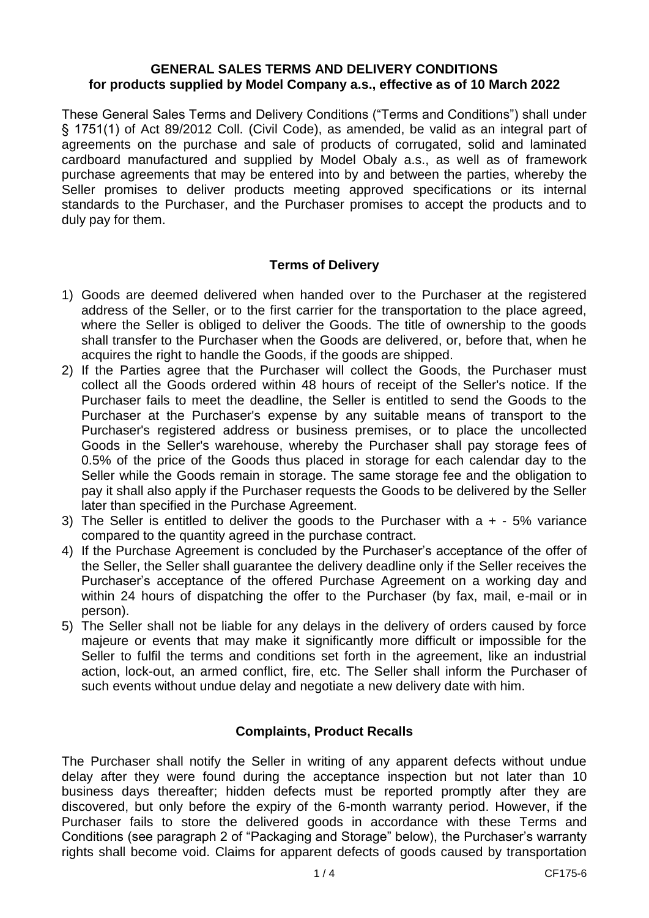**GENERAL SALES TERMS AND DELIVERY CONDITIONS**
**for products supplied by Model Company a.s., effective as of 10 March 2022**

These General Sales Terms and Delivery Conditions ("Terms and Conditions") shall under § 1751(1) of Act 89/2012 Coll. (Civil Code), as amended, be valid as an integral part of agreements on the purchase and sale of products of corrugated, solid and laminated cardboard manufactured and supplied by Model Obaly a.s., as well as of framework purchase agreements that may be entered into by and between the parties, whereby the Seller promises to deliver products meeting approved specifications or its internal standards to the Purchaser, and the Purchaser promises to accept the products and to duly pay for them.

## Terms of Delivery

1) Goods are deemed delivered when handed over to the Purchaser at the registered address of the Seller, or to the first carrier for the transportation to the place agreed, where the Seller is obliged to deliver the Goods. The title of ownership to the goods shall transfer to the Purchaser when the Goods are delivered, or, before that, when he acquires the right to handle the Goods, if the goods are shipped.
2) If the Parties agree that the Purchaser will collect the Goods, the Purchaser must collect all the Goods ordered within 48 hours of receipt of the Seller's notice. If the Purchaser fails to meet the deadline, the Seller is entitled to send the Goods to the Purchaser at the Purchaser's expense by any suitable means of transport to the Purchaser's registered address or business premises, or to place the uncollected Goods in the Seller's warehouse, whereby the Purchaser shall pay storage fees of 0.5% of the price of the Goods thus placed in storage for each calendar day to the Seller while the Goods remain in storage. The same storage fee and the obligation to pay it shall also apply if the Purchaser requests the Goods to be delivered by the Seller later than specified in the Purchase Agreement.
3) The Seller is entitled to deliver the goods to the Purchaser with a + - 5% variance compared to the quantity agreed in the purchase contract.
4) If the Purchase Agreement is concluded by the Purchaser's acceptance of the offer of the Seller, the Seller shall guarantee the delivery deadline only if the Seller receives the Purchaser's acceptance of the offered Purchase Agreement on a working day and within 24 hours of dispatching the offer to the Purchaser (by fax, mail, e-mail or in person).
5) The Seller shall not be liable for any delays in the delivery of orders caused by force majeure or events that may make it significantly more difficult or impossible for the Seller to fulfil the terms and conditions set forth in the agreement, like an industrial action, lock-out, an armed conflict, fire, etc. The Seller shall inform the Purchaser of such events without undue delay and negotiate a new delivery date with him.

## Complaints, Product Recalls

The Purchaser shall notify the Seller in writing of any apparent defects without undue delay after they were found during the acceptance inspection but not later than 10 business days thereafter; hidden defects must be reported promptly after they are discovered, but only before the expiry of the 6-month warranty period. However, if the Purchaser fails to store the delivered goods in accordance with these Terms and Conditions (see paragraph 2 of "Packaging and Storage" below), the Purchaser's warranty rights shall become void. Claims for apparent defects of goods caused by transportation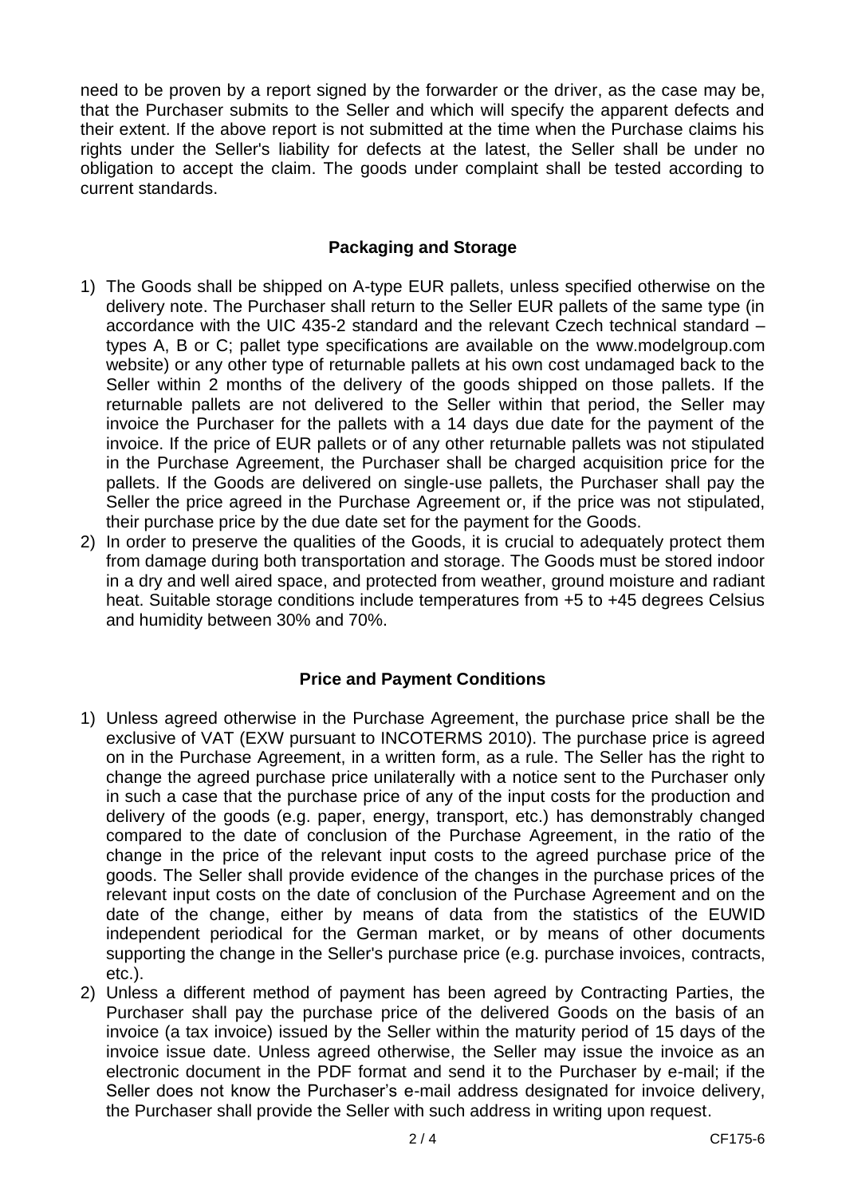need to be proven by a report signed by the forwarder or the driver, as the case may be, that the Purchaser submits to the Seller and which will specify the apparent defects and their extent. If the above report is not submitted at the time when the Purchase claims his rights under the Seller's liability for defects at the latest, the Seller shall be under no obligation to accept the claim. The goods under complaint shall be tested according to current standards.

## Packaging and Storage

1) The Goods shall be shipped on A-type EUR pallets, unless specified otherwise on the delivery note. The Purchaser shall return to the Seller EUR pallets of the same type (in accordance with the UIC 435-2 standard and the relevant Czech technical standard – types A, B or C; pallet type specifications are available on the www.modelgroup.com website) or any other type of returnable pallets at his own cost undamaged back to the Seller within 2 months of the delivery of the goods shipped on those pallets. If the returnable pallets are not delivered to the Seller within that period, the Seller may invoice the Purchaser for the pallets with a 14 days due date for the payment of the invoice. If the price of EUR pallets or of any other returnable pallets was not stipulated in the Purchase Agreement, the Purchaser shall be charged acquisition price for the pallets. If the Goods are delivered on single-use pallets, the Purchaser shall pay the Seller the price agreed in the Purchase Agreement or, if the price was not stipulated, their purchase price by the due date set for the payment for the Goods.
2) In order to preserve the qualities of the Goods, it is crucial to adequately protect them from damage during both transportation and storage. The Goods must be stored indoor in a dry and well aired space, and protected from weather, ground moisture and radiant heat. Suitable storage conditions include temperatures from +5 to +45 degrees Celsius and humidity between 30% and 70%.

## Price and Payment Conditions

1) Unless agreed otherwise in the Purchase Agreement, the purchase price shall be the exclusive of VAT (EXW pursuant to INCOTERMS 2010). The purchase price is agreed on in the Purchase Agreement, in a written form, as a rule. The Seller has the right to change the agreed purchase price unilaterally with a notice sent to the Purchaser only in such a case that the purchase price of any of the input costs for the production and delivery of the goods (e.g. paper, energy, transport, etc.) has demonstrably changed compared to the date of conclusion of the Purchase Agreement, in the ratio of the change in the price of the relevant input costs to the agreed purchase price of the goods. The Seller shall provide evidence of the changes in the purchase prices of the relevant input costs on the date of conclusion of the Purchase Agreement and on the date of the change, either by means of data from the statistics of the EUWID independent periodical for the German market, or by means of other documents supporting the change in the Seller's purchase price (e.g. purchase invoices, contracts, etc.).
2) Unless a different method of payment has been agreed by Contracting Parties, the Purchaser shall pay the purchase price of the delivered Goods on the basis of an invoice (a tax invoice) issued by the Seller within the maturity period of 15 days of the invoice issue date. Unless agreed otherwise, the Seller may issue the invoice as an electronic document in the PDF format and send it to the Purchaser by e-mail; if the Seller does not know the Purchaser's e-mail address designated for invoice delivery, the Purchaser shall provide the Seller with such address in writing upon request.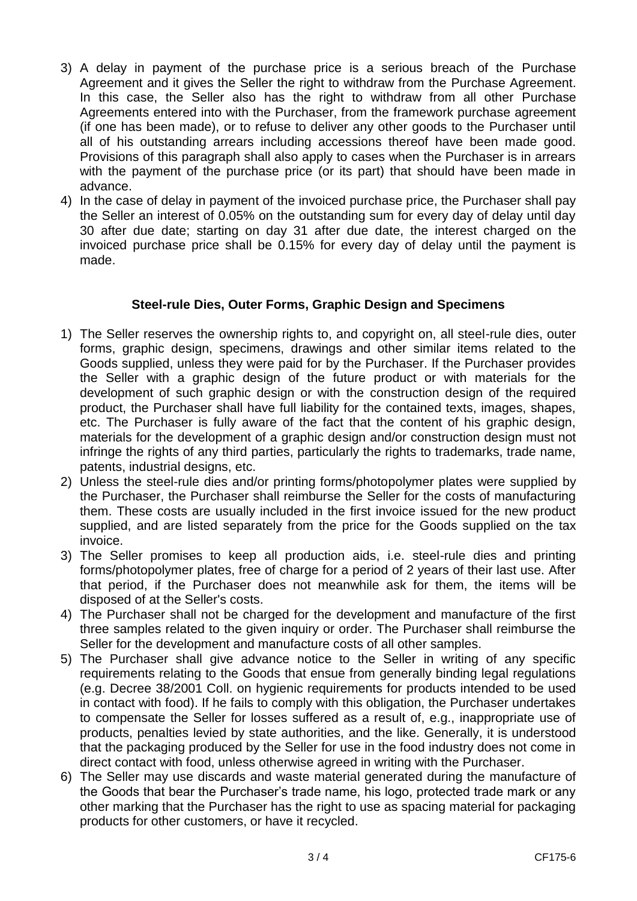3) A delay in payment of the purchase price is a serious breach of the Purchase Agreement and it gives the Seller the right to withdraw from the Purchase Agreement. In this case, the Seller also has the right to withdraw from all other Purchase Agreements entered into with the Purchaser, from the framework purchase agreement (if one has been made), or to refuse to deliver any other goods to the Purchaser until all of his outstanding arrears including accessions thereof have been made good. Provisions of this paragraph shall also apply to cases when the Purchaser is in arrears with the payment of the purchase price (or its part) that should have been made in advance.
4) In the case of delay in payment of the invoiced purchase price, the Purchaser shall pay the Seller an interest of 0.05% on the outstanding sum for every day of delay until day 30 after due date; starting on day 31 after due date, the interest charged on the invoiced purchase price shall be 0.15% for every day of delay until the payment is made.

## Steel-rule Dies, Outer Forms, Graphic Design and Specimens

1) The Seller reserves the ownership rights to, and copyright on, all steel-rule dies, outer forms, graphic design, specimens, drawings and other similar items related to the Goods supplied, unless they were paid for by the Purchaser. If the Purchaser provides the Seller with a graphic design of the future product or with materials for the development of such graphic design or with the construction design of the required product, the Purchaser shall have full liability for the contained texts, images, shapes, etc. The Purchaser is fully aware of the fact that the content of his graphic design, materials for the development of a graphic design and/or construction design must not infringe the rights of any third parties, particularly the rights to trademarks, trade name, patents, industrial designs, etc.
2) Unless the steel-rule dies and/or printing forms/photopolymer plates were supplied by the Purchaser, the Purchaser shall reimburse the Seller for the costs of manufacturing them. These costs are usually included in the first invoice issued for the new product supplied, and are listed separately from the price for the Goods supplied on the tax invoice.
3) The Seller promises to keep all production aids, i.e. steel-rule dies and printing forms/photopolymer plates, free of charge for a period of 2 years of their last use. After that period, if the Purchaser does not meanwhile ask for them, the items will be disposed of at the Seller's costs.
4) The Purchaser shall not be charged for the development and manufacture of the first three samples related to the given inquiry or order. The Purchaser shall reimburse the Seller for the development and manufacture costs of all other samples.
5) The Purchaser shall give advance notice to the Seller in writing of any specific requirements relating to the Goods that ensue from generally binding legal regulations (e.g. Decree 38/2001 Coll. on hygienic requirements for products intended to be used in contact with food). If he fails to comply with this obligation, the Purchaser undertakes to compensate the Seller for losses suffered as a result of, e.g., inappropriate use of products, penalties levied by state authorities, and the like. Generally, it is understood that the packaging produced by the Seller for use in the food industry does not come in direct contact with food, unless otherwise agreed in writing with the Purchaser.
6) The Seller may use discards and waste material generated during the manufacture of the Goods that bear the Purchaser's trade name, his logo, protected trade mark or any other marking that the Purchaser has the right to use as spacing material for packaging products for other customers, or have it recycled.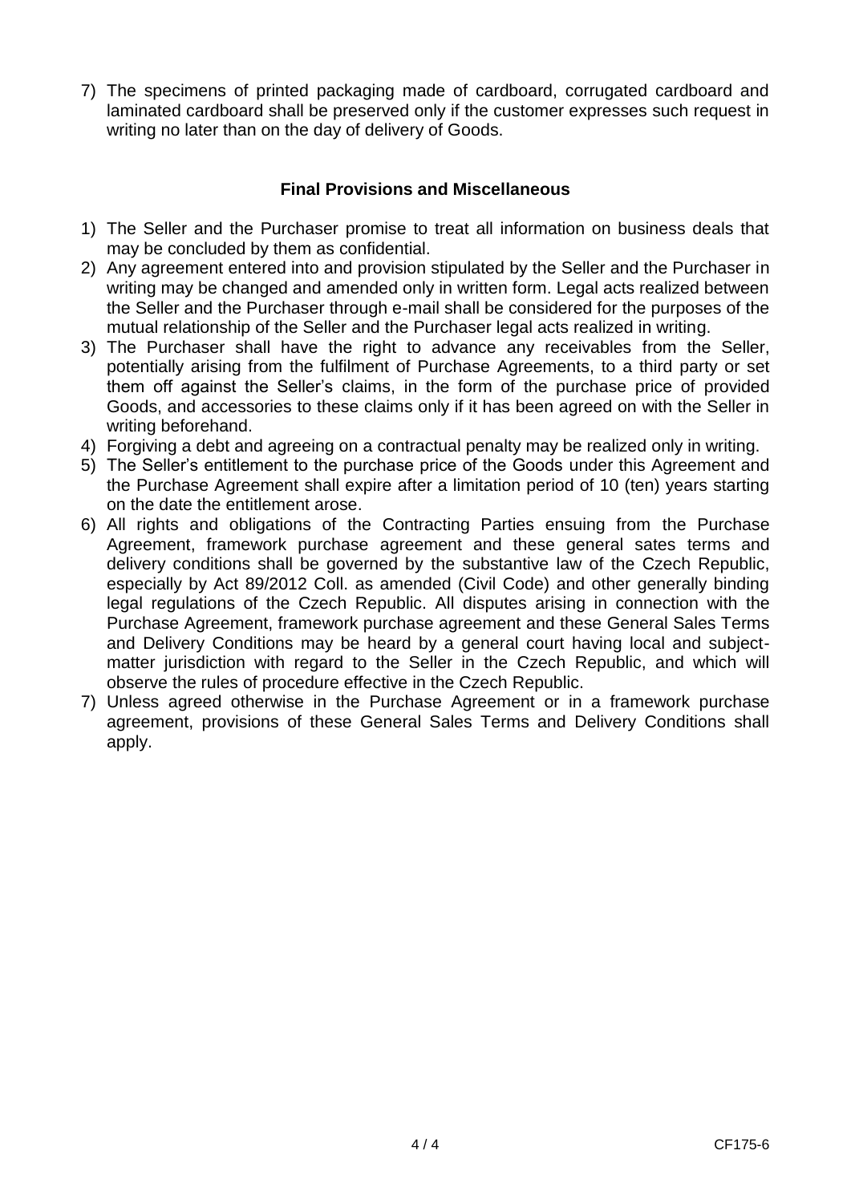7) The specimens of printed packaging made of cardboard, corrugated cardboard and laminated cardboard shall be preserved only if the customer expresses such request in writing no later than on the day of delivery of Goods.

## Final Provisions and Miscellaneous

1) The Seller and the Purchaser promise to treat all information on business deals that may be concluded by them as confidential.
2) Any agreement entered into and provision stipulated by the Seller and the Purchaser in writing may be changed and amended only in written form. Legal acts realized between the Seller and the Purchaser through e-mail shall be considered for the purposes of the mutual relationship of the Seller and the Purchaser legal acts realized in writing.
3) The Purchaser shall have the right to advance any receivables from the Seller, potentially arising from the fulfilment of Purchase Agreements, to a third party or set them off against the Seller's claims, in the form of the purchase price of provided Goods, and accessories to these claims only if it has been agreed on with the Seller in writing beforehand.
4) Forgiving a debt and agreeing on a contractual penalty may be realized only in writing.
5) The Seller's entitlement to the purchase price of the Goods under this Agreement and the Purchase Agreement shall expire after a limitation period of 10 (ten) years starting on the date the entitlement arose.
6) All rights and obligations of the Contracting Parties ensuing from the Purchase Agreement, framework purchase agreement and these general sates terms and delivery conditions shall be governed by the substantive law of the Czech Republic, especially by Act 89/2012 Coll. as amended (Civil Code) and other generally binding legal regulations of the Czech Republic. All disputes arising in connection with the Purchase Agreement, framework purchase agreement and these General Sales Terms and Delivery Conditions may be heard by a general court having local and subject-matter jurisdiction with regard to the Seller in the Czech Republic, and which will observe the rules of procedure effective in the Czech Republic.
7) Unless agreed otherwise in the Purchase Agreement or in a framework purchase agreement, provisions of these General Sales Terms and Delivery Conditions shall apply.